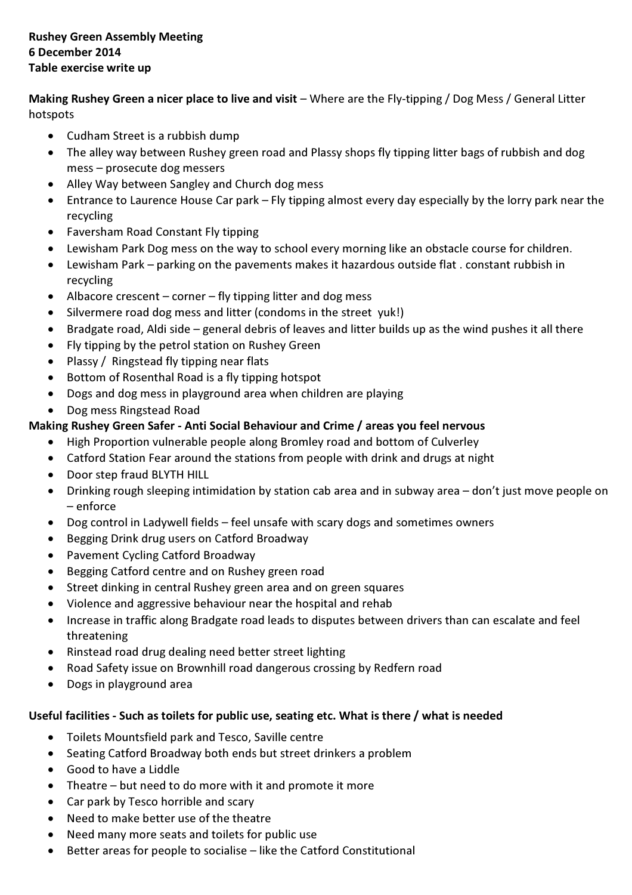**Rushey Green Assembly Meeting**
**6 December 2014**
**Table exercise write up**

**Making Rushey Green a nicer place to live and visit** – Where are the Fly-tipping / Dog Mess / General Litter hotspots

- Cudham Street is a rubbish dump
- The alley way between Rushey green road and Plassy shops fly tipping litter bags of rubbish and dog mess – prosecute dog messers
- Alley Way between Sangley and Church dog mess
- Entrance to Laurence House Car park – Fly tipping almost every day especially by the lorry park near the recycling
- Faversham Road Constant Fly tipping
- Lewisham Park Dog mess on the way to school every morning like an obstacle course for children.
- Lewisham Park – parking on the pavements makes it hazardous outside flat . constant rubbish in recycling
- Albacore crescent – corner – fly tipping litter and dog mess
- Silvermere road dog mess and litter (condoms in the street yuk!)
- Bradgate road, Aldi side – general debris of leaves and litter builds up as the wind pushes it all there
- Fly tipping by the petrol station on Rushey Green
- Plassy / Ringstead fly tipping near flats
- Bottom of Rosenthal Road is a fly tipping hotspot
- Dogs and dog mess in playground area when children are playing
- Dog mess Ringstead Road

**Making Rushey Green Safer - Anti Social Behaviour and Crime / areas you feel nervous**

- High Proportion vulnerable people along Bromley road and bottom of Culverley
- Catford Station Fear around the stations from people with drink and drugs at night
- Door step fraud BLYTH HILL
- Drinking rough sleeping intimidation by station cab area and in subway area – don't just move people on – enforce
- Dog control in Ladywell fields – feel unsafe with scary dogs and sometimes owners
- Begging Drink drug users on Catford Broadway
- Pavement Cycling Catford Broadway
- Begging Catford centre and on Rushey green road
- Street dinking in central Rushey green area and on green squares
- Violence and aggressive behaviour near the hospital and rehab
- Increase in traffic along Bradgate road leads to disputes between drivers than can escalate and feel threatening
- Rinstead road drug dealing need better street lighting
- Road Safety issue on Brownhill road dangerous crossing by Redfern road
- Dogs in playground area

**Useful facilities - Such as toilets for public use, seating etc. What is there / what is needed**

- Toilets Mountsfield park and Tesco, Saville centre
- Seating Catford Broadway both ends but street drinkers a problem
- Good to have a Liddle
- Theatre – but need to do more with it and promote it more
- Car park by Tesco horrible and scary
- Need to make better use of the theatre
- Need many more seats and toilets for public use
- Better areas for people to socialise – like the Catford Constitutional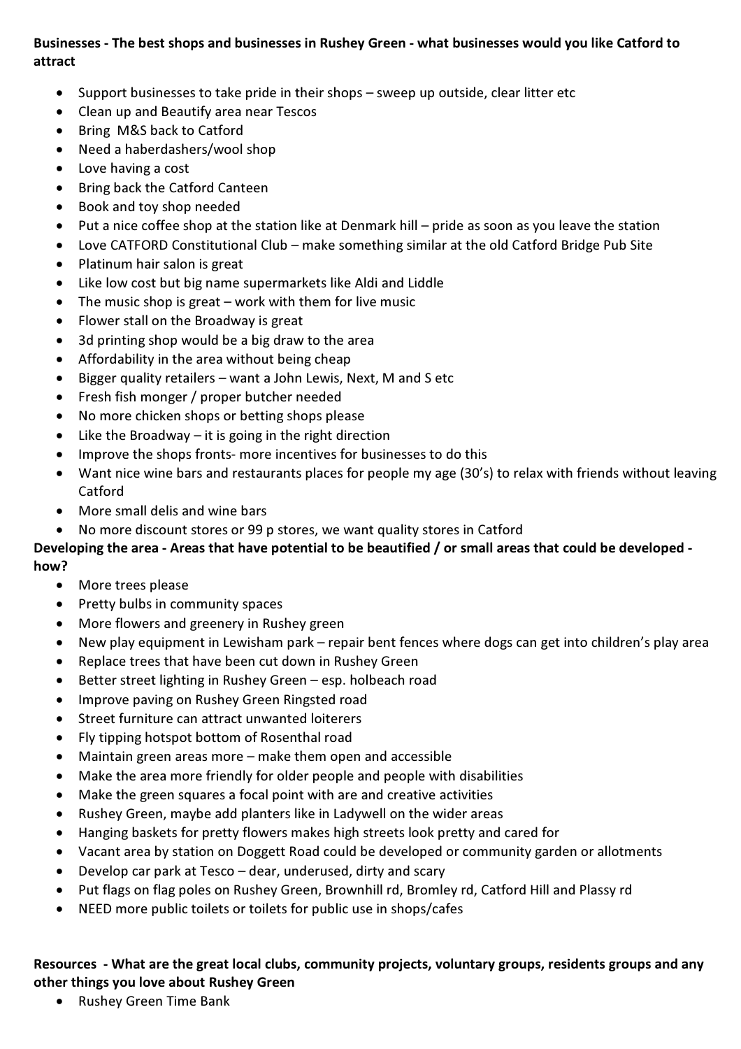**Businesses - The best shops and businesses in Rushey Green - what businesses would you like Catford to attract**

- Support businesses to take pride in their shops – sweep up outside, clear litter etc
- Clean up and Beautify area near Tescos
- Bring M&S back to Catford
- Need a haberdashers/wool shop
- Love having a cost
- Bring back the Catford Canteen
- Book and toy shop needed
- Put a nice coffee shop at the station like at Denmark hill – pride as soon as you leave the station
- Love CATFORD Constitutional Club – make something similar at the old Catford Bridge Pub Site
- Platinum hair salon is great
- Like low cost but big name supermarkets like Aldi and Liddle
- The music shop is great – work with them for live music
- Flower stall on the Broadway is great
- 3d printing shop would be a big draw to the area
- Affordability in the area without being cheap
- Bigger quality retailers – want a John Lewis, Next, M and S etc
- Fresh fish monger / proper butcher needed
- No more chicken shops or betting shops please
- Like the Broadway – it is going in the right direction
- Improve the shops fronts- more incentives for businesses to do this
- Want nice wine bars and restaurants places for people my age (30's) to relax with friends without leaving Catford
- More small delis and wine bars
- No more discount stores or 99 p stores, we want quality stores in Catford

**Developing the area - Areas that have potential to be beautified / or small areas that could be developed - how?**

- More trees please
- Pretty bulbs in community spaces
- More flowers and greenery in Rushey green
- New play equipment in Lewisham park – repair bent fences where dogs can get into children's play area
- Replace trees that have been cut down in Rushey Green
- Better street lighting in Rushey Green – esp. holbeach road
- Improve paving on Rushey Green Ringsted road
- Street furniture can attract unwanted loiterers
- Fly tipping hotspot bottom of Rosenthal road
- Maintain green areas more – make them open and accessible
- Make the area more friendly for older people and people with disabilities
- Make the green squares a focal point with are and creative activities
- Rushey Green, maybe add planters like in Ladywell on the wider areas
- Hanging baskets for pretty flowers makes high streets look pretty and cared for
- Vacant area by station on Doggett Road could be developed or community garden or allotments
- Develop car park at Tesco – dear, underused, dirty and scary
- Put flags on flag poles on Rushey Green, Brownhill rd, Bromley rd, Catford Hill and Plassy rd
- NEED more public toilets or toilets for public use in shops/cafes

**Resources - What are the great local clubs, community projects, voluntary groups, residents groups and any other things you love about Rushey Green**

- Rushey Green Time Bank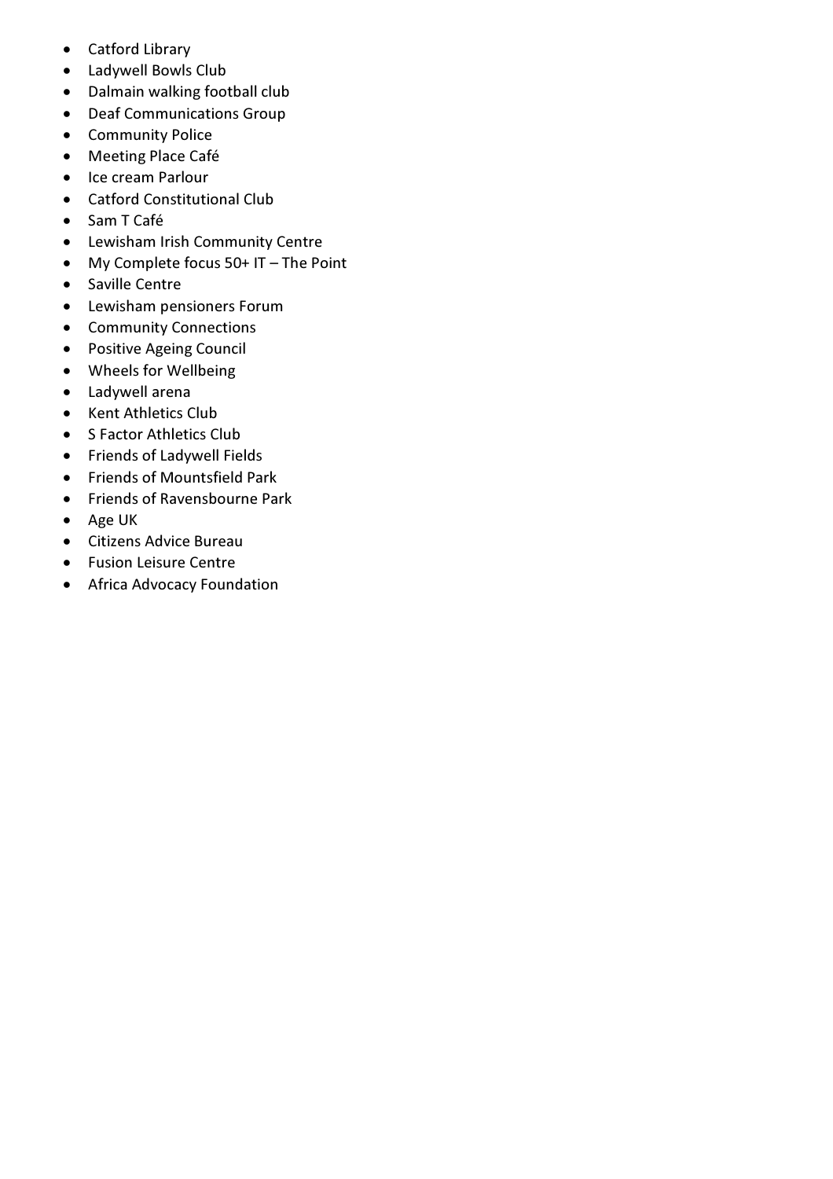- Catford Library
- Ladywell Bowls Club
- Dalmain walking football club
- Deaf Communications Group
- Community Police
- Meeting Place Café
- Ice cream Parlour
- Catford Constitutional Club
- Sam T Café
- Lewisham Irish Community Centre
- My Complete focus 50+ IT – The Point
- Saville Centre
- Lewisham pensioners Forum
- Community Connections
- Positive Ageing Council
- Wheels for Wellbeing
- Ladywell arena
- Kent Athletics Club
- S Factor Athletics Club
- Friends of Ladywell Fields
- Friends of Mountsfield Park
- Friends of Ravensbourne Park
- Age UK
- Citizens Advice Bureau
- Fusion Leisure Centre
- Africa Advocacy Foundation